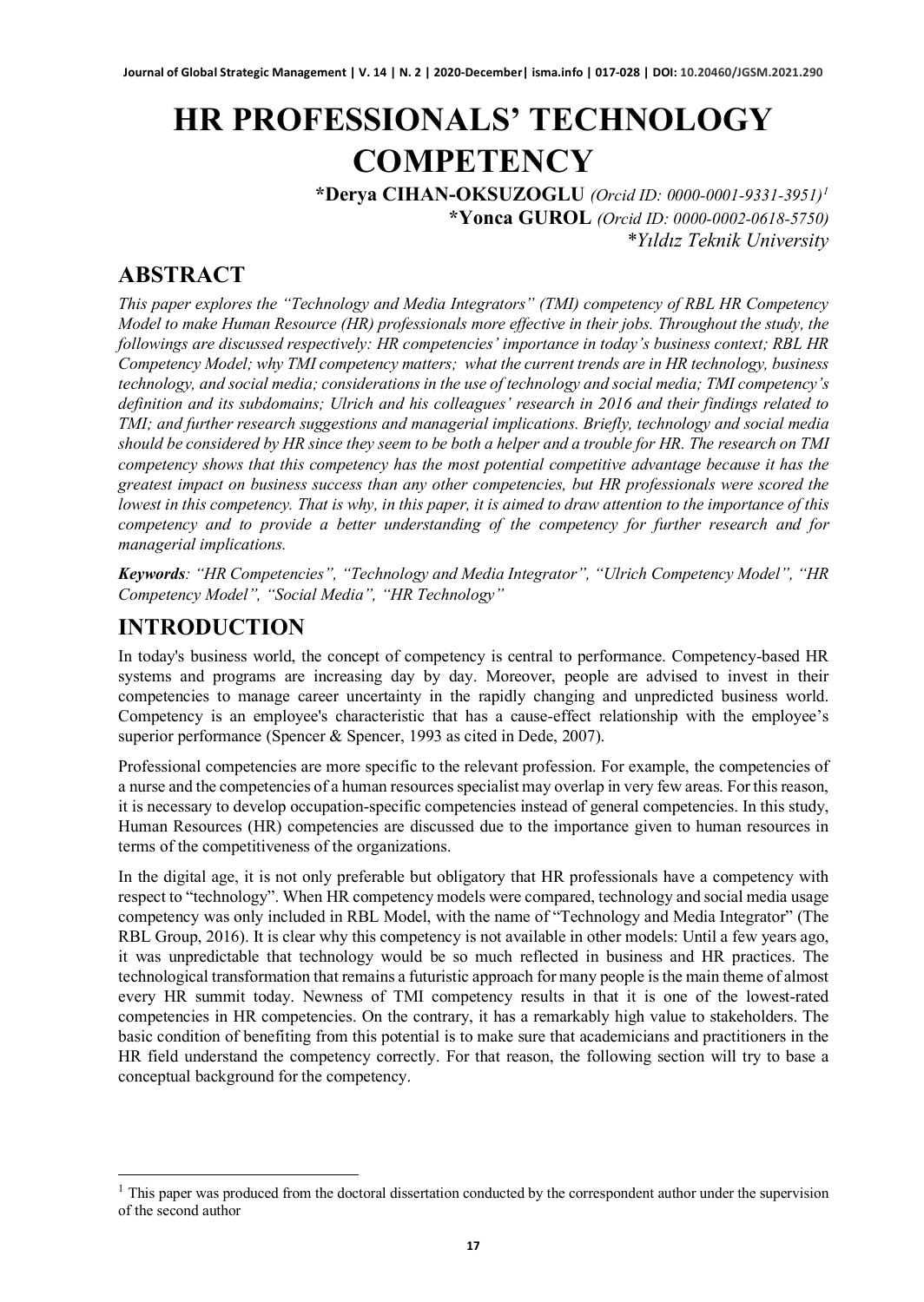# HR PROFESSIONALS' TECHNOLOGY COMPETENCY

**\*Derya CIHAN-OKSUZOGLU** *(Orcid ID: 0000-0001-9331-3951)*[1]
**\*Yonca GUROL** *(Orcid ID: 0000-0002-0618-5750)*
*\*Yıldız Teknik University*

## ABSTRACT

*This paper explores the "Technology and Media Integrators" (TMI) competency of RBL HR Competency Model to make Human Resource (HR) professionals more effective in their jobs. Throughout the study, the followings are discussed respectively: HR competencies' importance in today's business context; RBL HR Competency Model; why TMI competency matters; what the current trends are in HR technology, business technology, and social media; considerations in the use of technology and social media; TMI competency's definition and its subdomains; Ulrich and his colleagues' research in 2016 and their findings related to TMI; and further research suggestions and managerial implications. Briefly, technology and social media should be considered by HR since they seem to be both a helper and a trouble for HR. The research on TMI competency shows that this competency has the most potential competitive advantage because it has the greatest impact on business success than any other competencies, but HR professionals were scored the lowest in this competency. That is why, in this paper, it is aimed to draw attention to the importance of this competency and to provide a better understanding of the competency for further research and for managerial implications.*

***Keywords**: "HR Competencies", "Technology and Media Integrator", "Ulrich Competency Model", "HR Competency Model", "Social Media", "HR Technology"*

## INTRODUCTION

In today's business world, the concept of competency is central to performance. Competency-based HR systems and programs are increasing day by day. Moreover, people are advised to invest in their competencies to manage career uncertainty in the rapidly changing and unpredicted business world. Competency is an employee's characteristic that has a cause-effect relationship with the employee's superior performance (Spencer & Spencer, 1993 as cited in Dede, 2007).

Professional competencies are more specific to the relevant profession. For example, the competencies of a nurse and the competencies of a human resources specialist may overlap in very few areas. For this reason, it is necessary to develop occupation-specific competencies instead of general competencies. In this study, Human Resources (HR) competencies are discussed due to the importance given to human resources in terms of the competitiveness of the organizations.

In the digital age, it is not only preferable but obligatory that HR professionals have a competency with respect to "technology". When HR competency models were compared, technology and social media usage competency was only included in RBL Model, with the name of "Technology and Media Integrator" (The RBL Group, 2016). It is clear why this competency is not available in other models: Until a few years ago, it was unpredictable that technology would be so much reflected in business and HR practices. The technological transformation that remains a futuristic approach for many people is the main theme of almost every HR summit today. Newness of TMI competency results in that it is one of the lowest-rated competencies in HR competencies. On the contrary, it has a remarkably high value to stakeholders. The basic condition of benefiting from this potential is to make sure that academicians and practitioners in the HR field understand the competency correctly. For that reason, the following section will try to base a conceptual background for the competency.

---

[1] This paper was produced from the doctoral dissertation conducted by the correspondent author under the supervision of the second author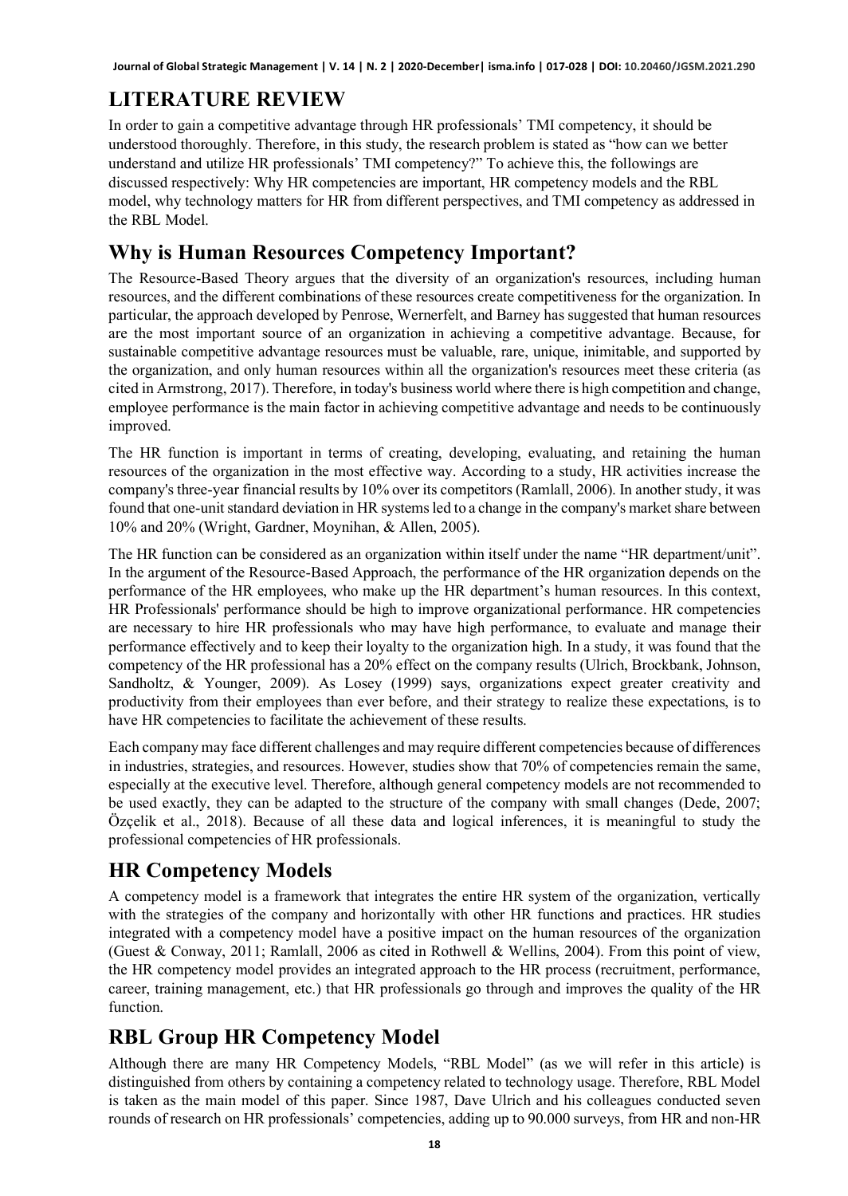## LITERATURE REVIEW

In order to gain a competitive advantage through HR professionals' TMI competency, it should be understood thoroughly. Therefore, in this study, the research problem is stated as "how can we better understand and utilize HR professionals' TMI competency?" To achieve this, the followings are discussed respectively: Why HR competencies are important, HR competency models and the RBL model, why technology matters for HR from different perspectives, and TMI competency as addressed in the RBL Model.

## Why is Human Resources Competency Important?

The Resource-Based Theory argues that the diversity of an organization's resources, including human resources, and the different combinations of these resources create competitiveness for the organization. In particular, the approach developed by Penrose, Wernerfelt, and Barney has suggested that human resources are the most important source of an organization in achieving a competitive advantage. Because, for sustainable competitive advantage resources must be valuable, rare, unique, inimitable, and supported by the organization, and only human resources within all the organization's resources meet these criteria (as cited in Armstrong, 2017). Therefore, in today's business world where there is high competition and change, employee performance is the main factor in achieving competitive advantage and needs to be continuously improved.

The HR function is important in terms of creating, developing, evaluating, and retaining the human resources of the organization in the most effective way. According to a study, HR activities increase the company's three-year financial results by 10% over its competitors (Ramlall, 2006). In another study, it was found that one-unit standard deviation in HR systems led to a change in the company's market share between 10% and 20% (Wright, Gardner, Moynihan, & Allen, 2005).

The HR function can be considered as an organization within itself under the name "HR department/unit". In the argument of the Resource-Based Approach, the performance of the HR organization depends on the performance of the HR employees, who make up the HR department's human resources. In this context, HR Professionals' performance should be high to improve organizational performance. HR competencies are necessary to hire HR professionals who may have high performance, to evaluate and manage their performance effectively and to keep their loyalty to the organization high. In a study, it was found that the competency of the HR professional has a 20% effect on the company results (Ulrich, Brockbank, Johnson, Sandholtz, & Younger, 2009). As Losey (1999) says, organizations expect greater creativity and productivity from their employees than ever before, and their strategy to realize these expectations, is to have HR competencies to facilitate the achievement of these results.

Each company may face different challenges and may require different competencies because of differences in industries, strategies, and resources. However, studies show that 70% of competencies remain the same, especially at the executive level. Therefore, although general competency models are not recommended to be used exactly, they can be adapted to the structure of the company with small changes (Dede, 2007; Özçelik et al., 2018). Because of all these data and logical inferences, it is meaningful to study the professional competencies of HR professionals.

## HR Competency Models

A competency model is a framework that integrates the entire HR system of the organization, vertically with the strategies of the company and horizontally with other HR functions and practices. HR studies integrated with a competency model have a positive impact on the human resources of the organization (Guest & Conway, 2011; Ramlall, 2006 as cited in Rothwell & Wellins, 2004). From this point of view, the HR competency model provides an integrated approach to the HR process (recruitment, performance, career, training management, etc.) that HR professionals go through and improves the quality of the HR function.

## RBL Group HR Competency Model

Although there are many HR Competency Models, "RBL Model" (as we will refer in this article) is distinguished from others by containing a competency related to technology usage. Therefore, RBL Model is taken as the main model of this paper. Since 1987, Dave Ulrich and his colleagues conducted seven rounds of research on HR professionals' competencies, adding up to 90.000 surveys, from HR and non-HR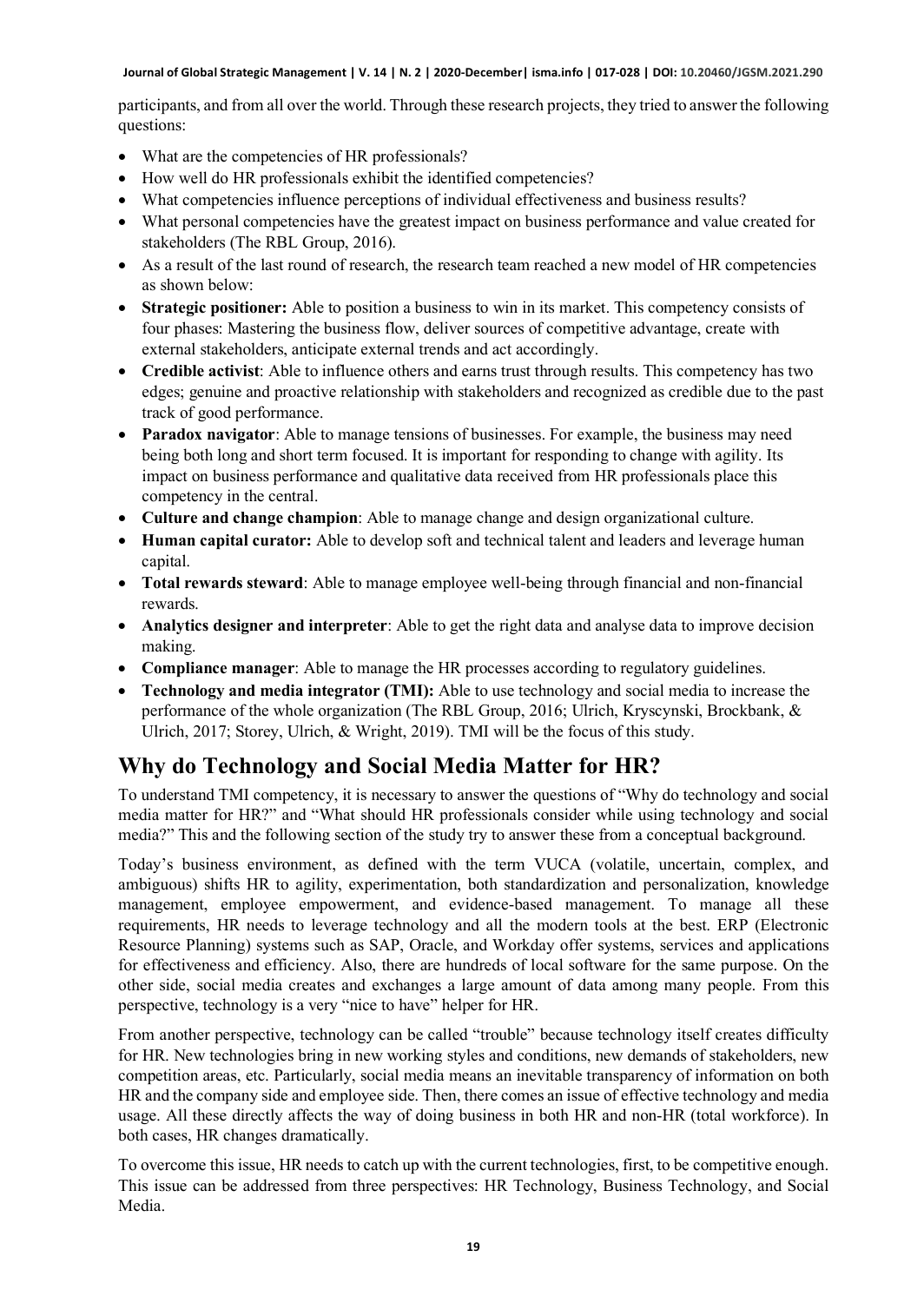participants, and from all over the world. Through these research projects, they tried to answer the following questions:

- What are the competencies of HR professionals?
- How well do HR professionals exhibit the identified competencies?
- What competencies influence perceptions of individual effectiveness and business results?
- What personal competencies have the greatest impact on business performance and value created for stakeholders (The RBL Group, 2016).
- As a result of the last round of research, the research team reached a new model of HR competencies as shown below:
- **Strategic positioner:** Able to position a business to win in its market. This competency consists of four phases: Mastering the business flow, deliver sources of competitive advantage, create with external stakeholders, anticipate external trends and act accordingly.
- **Credible activist**: Able to influence others and earns trust through results. This competency has two edges; genuine and proactive relationship with stakeholders and recognized as credible due to the past track of good performance.
- **Paradox navigator**: Able to manage tensions of businesses. For example, the business may need being both long and short term focused. It is important for responding to change with agility. Its impact on business performance and qualitative data received from HR professionals place this competency in the central.
- **Culture and change champion**: Able to manage change and design organizational culture.
- **Human capital curator:** Able to develop soft and technical talent and leaders and leverage human capital.
- **Total rewards steward**: Able to manage employee well-being through financial and non-financial rewards.
- **Analytics designer and interpreter**: Able to get the right data and analyse data to improve decision making.
- **Compliance manager**: Able to manage the HR processes according to regulatory guidelines.
- **Technology and media integrator (TMI):** Able to use technology and social media to increase the performance of the whole organization (The RBL Group, 2016; Ulrich, Kryscynski, Brockbank, & Ulrich, 2017; Storey, Ulrich, & Wright, 2019). TMI will be the focus of this study.

## Why do Technology and Social Media Matter for HR?

To understand TMI competency, it is necessary to answer the questions of "Why do technology and social media matter for HR?" and "What should HR professionals consider while using technology and social media?" This and the following section of the study try to answer these from a conceptual background.

Today's business environment, as defined with the term VUCA (volatile, uncertain, complex, and ambiguous) shifts HR to agility, experimentation, both standardization and personalization, knowledge management, employee empowerment, and evidence-based management. To manage all these requirements, HR needs to leverage technology and all the modern tools at the best. ERP (Electronic Resource Planning) systems such as SAP, Oracle, and Workday offer systems, services and applications for effectiveness and efficiency. Also, there are hundreds of local software for the same purpose. On the other side, social media creates and exchanges a large amount of data among many people. From this perspective, technology is a very "nice to have" helper for HR.

From another perspective, technology can be called "trouble" because technology itself creates difficulty for HR. New technologies bring in new working styles and conditions, new demands of stakeholders, new competition areas, etc. Particularly, social media means an inevitable transparency of information on both HR and the company side and employee side. Then, there comes an issue of effective technology and media usage. All these directly affects the way of doing business in both HR and non-HR (total workforce). In both cases, HR changes dramatically.

To overcome this issue, HR needs to catch up with the current technologies, first, to be competitive enough. This issue can be addressed from three perspectives: HR Technology, Business Technology, and Social Media.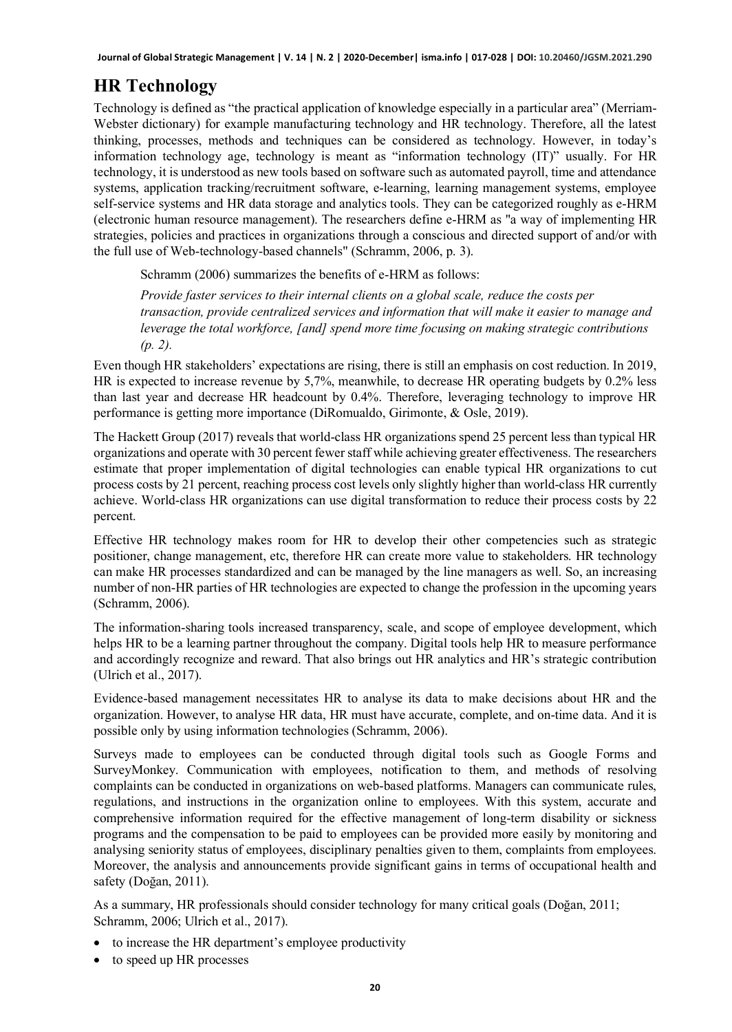## HR Technology

Technology is defined as "the practical application of knowledge especially in a particular area" (Merriam-Webster dictionary) for example manufacturing technology and HR technology. Therefore, all the latest thinking, processes, methods and techniques can be considered as technology. However, in today's information technology age, technology is meant as "information technology (IT)" usually. For HR technology, it is understood as new tools based on software such as automated payroll, time and attendance systems, application tracking/recruitment software, e-learning, learning management systems, employee self-service systems and HR data storage and analytics tools. They can be categorized roughly as e-HRM (electronic human resource management). The researchers define e-HRM as "a way of implementing HR strategies, policies and practices in organizations through a conscious and directed support of and/or with the full use of Web-technology-based channels" (Schramm, 2006, p. 3).

Schramm (2006) summarizes the benefits of e-HRM as follows:

> *Provide faster services to their internal clients on a global scale, reduce the costs per transaction, provide centralized services and information that will make it easier to manage and leverage the total workforce, [and] spend more time focusing on making strategic contributions (p. 2).*

Even though HR stakeholders' expectations are rising, there is still an emphasis on cost reduction. In 2019, HR is expected to increase revenue by 5,7%, meanwhile, to decrease HR operating budgets by 0.2% less than last year and decrease HR headcount by 0.4%. Therefore, leveraging technology to improve HR performance is getting more importance (DiRomualdo, Girimonte, & Osle, 2019).

The Hackett Group (2017) reveals that world-class HR organizations spend 25 percent less than typical HR organizations and operate with 30 percent fewer staff while achieving greater effectiveness. The researchers estimate that proper implementation of digital technologies can enable typical HR organizations to cut process costs by 21 percent, reaching process cost levels only slightly higher than world-class HR currently achieve. World-class HR organizations can use digital transformation to reduce their process costs by 22 percent.

Effective HR technology makes room for HR to develop their other competencies such as strategic positioner, change management, etc, therefore HR can create more value to stakeholders. HR technology can make HR processes standardized and can be managed by the line managers as well. So, an increasing number of non-HR parties of HR technologies are expected to change the profession in the upcoming years (Schramm, 2006).

The information-sharing tools increased transparency, scale, and scope of employee development, which helps HR to be a learning partner throughout the company. Digital tools help HR to measure performance and accordingly recognize and reward. That also brings out HR analytics and HR's strategic contribution (Ulrich et al., 2017).

Evidence-based management necessitates HR to analyse its data to make decisions about HR and the organization. However, to analyse HR data, HR must have accurate, complete, and on-time data. And it is possible only by using information technologies (Schramm, 2006).

Surveys made to employees can be conducted through digital tools such as Google Forms and SurveyMonkey. Communication with employees, notification to them, and methods of resolving complaints can be conducted in organizations on web-based platforms. Managers can communicate rules, regulations, and instructions in the organization online to employees. With this system, accurate and comprehensive information required for the effective management of long-term disability or sickness programs and the compensation to be paid to employees can be provided more easily by monitoring and analysing seniority status of employees, disciplinary penalties given to them, complaints from employees. Moreover, the analysis and announcements provide significant gains in terms of occupational health and safety (Doğan, 2011).

As a summary, HR professionals should consider technology for many critical goals (Doğan, 2011; Schramm, 2006; Ulrich et al., 2017).

- to increase the HR department's employee productivity
- to speed up HR processes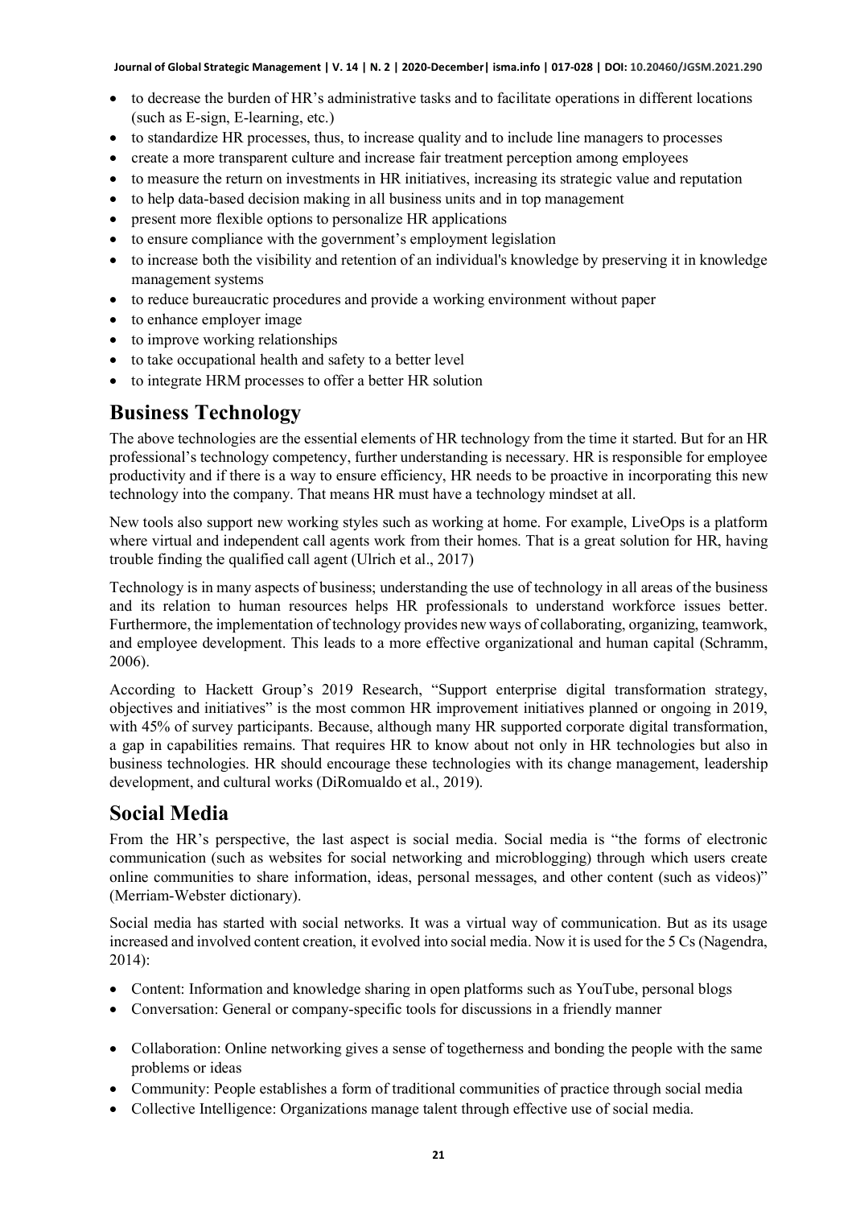- to decrease the burden of HR's administrative tasks and to facilitate operations in different locations (such as E-sign, E-learning, etc.)
- to standardize HR processes, thus, to increase quality and to include line managers to processes
- create a more transparent culture and increase fair treatment perception among employees
- to measure the return on investments in HR initiatives, increasing its strategic value and reputation
- to help data-based decision making in all business units and in top management
- present more flexible options to personalize HR applications
- to ensure compliance with the government's employment legislation
- to increase both the visibility and retention of an individual's knowledge by preserving it in knowledge management systems
- to reduce bureaucratic procedures and provide a working environment without paper
- to enhance employer image
- to improve working relationships
- to take occupational health and safety to a better level
- to integrate HRM processes to offer a better HR solution

## Business Technology

The above technologies are the essential elements of HR technology from the time it started. But for an HR professional's technology competency, further understanding is necessary. HR is responsible for employee productivity and if there is a way to ensure efficiency, HR needs to be proactive in incorporating this new technology into the company. That means HR must have a technology mindset at all.

New tools also support new working styles such as working at home. For example, LiveOps is a platform where virtual and independent call agents work from their homes. That is a great solution for HR, having trouble finding the qualified call agent (Ulrich et al., 2017)

Technology is in many aspects of business; understanding the use of technology in all areas of the business and its relation to human resources helps HR professionals to understand workforce issues better. Furthermore, the implementation of technology provides new ways of collaborating, organizing, teamwork, and employee development. This leads to a more effective organizational and human capital (Schramm, 2006).

According to Hackett Group's 2019 Research, "Support enterprise digital transformation strategy, objectives and initiatives" is the most common HR improvement initiatives planned or ongoing in 2019, with 45% of survey participants. Because, although many HR supported corporate digital transformation, a gap in capabilities remains. That requires HR to know about not only in HR technologies but also in business technologies. HR should encourage these technologies with its change management, leadership development, and cultural works (DiRomualdo et al., 2019).

## Social Media

From the HR's perspective, the last aspect is social media. Social media is "the forms of electronic communication (such as websites for social networking and microblogging) through which users create online communities to share information, ideas, personal messages, and other content (such as videos)" (Merriam-Webster dictionary).

Social media has started with social networks. It was a virtual way of communication. But as its usage increased and involved content creation, it evolved into social media. Now it is used for the 5 Cs (Nagendra, 2014):

- Content: Information and knowledge sharing in open platforms such as YouTube, personal blogs
- Conversation: General or company-specific tools for discussions in a friendly manner
- Collaboration: Online networking gives a sense of togetherness and bonding the people with the same problems or ideas
- Community: People establishes a form of traditional communities of practice through social media
- Collective Intelligence: Organizations manage talent through effective use of social media.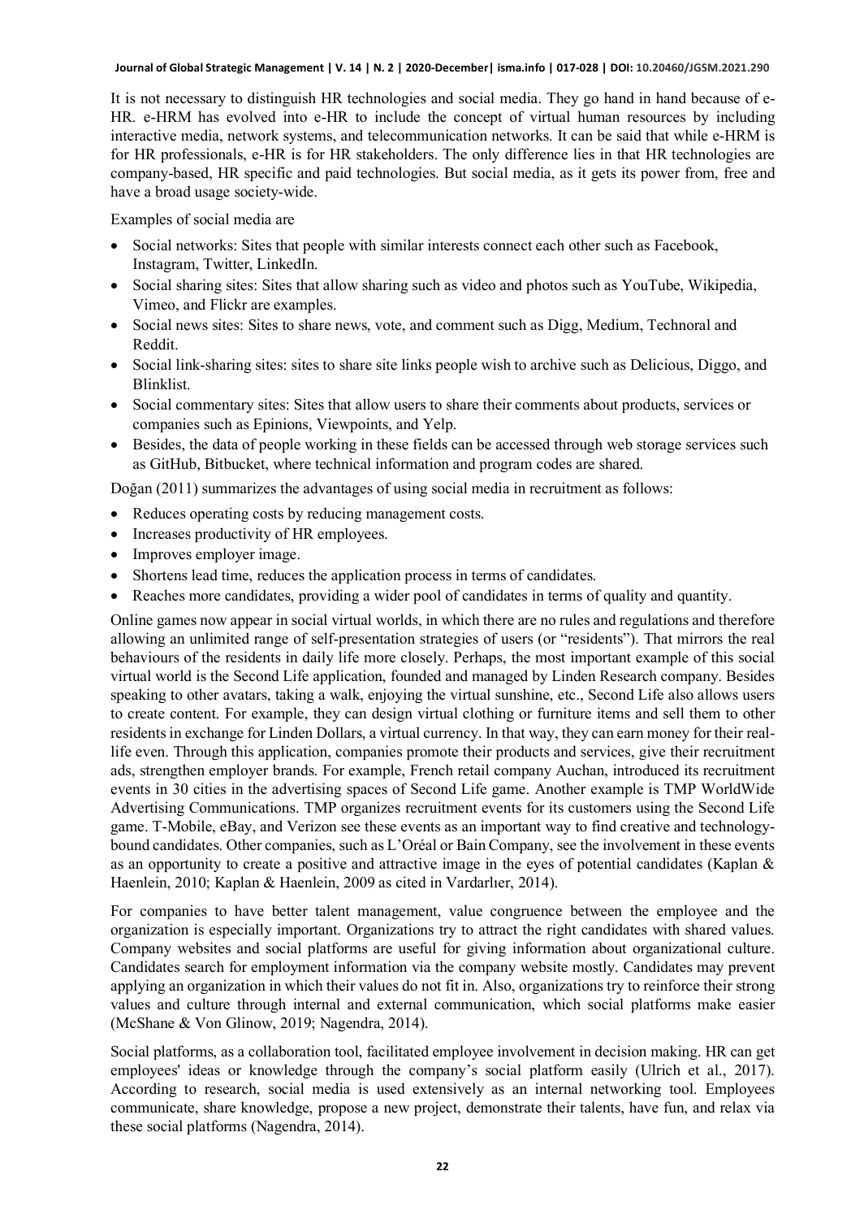It is not necessary to distinguish HR technologies and social media. They go hand in hand because of e-HR. e-HRM has evolved into e-HR to include the concept of virtual human resources by including interactive media, network systems, and telecommunication networks. It can be said that while e-HRM is for HR professionals, e-HR is for HR stakeholders. The only difference lies in that HR technologies are company-based, HR specific and paid technologies. But social media, as it gets its power from, free and have a broad usage society-wide.

Examples of social media are

- Social networks: Sites that people with similar interests connect each other such as Facebook, Instagram, Twitter, LinkedIn.
- Social sharing sites: Sites that allow sharing such as video and photos such as YouTube, Wikipedia, Vimeo, and Flickr are examples.
- Social news sites: Sites to share news, vote, and comment such as Digg, Medium, Technoral and Reddit.
- Social link-sharing sites: sites to share site links people wish to archive such as Delicious, Diggo, and Blinklist.
- Social commentary sites: Sites that allow users to share their comments about products, services or companies such as Epinions, Viewpoints, and Yelp.
- Besides, the data of people working in these fields can be accessed through web storage services such as GitHub, Bitbucket, where technical information and program codes are shared.

Doğan (2011) summarizes the advantages of using social media in recruitment as follows:

- Reduces operating costs by reducing management costs.
- Increases productivity of HR employees.
- Improves employer image.
- Shortens lead time, reduces the application process in terms of candidates.
- Reaches more candidates, providing a wider pool of candidates in terms of quality and quantity.

Online games now appear in social virtual worlds, in which there are no rules and regulations and therefore allowing an unlimited range of self-presentation strategies of users (or "residents"). That mirrors the real behaviours of the residents in daily life more closely. Perhaps, the most important example of this social virtual world is the Second Life application, founded and managed by Linden Research company. Besides speaking to other avatars, taking a walk, enjoying the virtual sunshine, etc., Second Life also allows users to create content. For example, they can design virtual clothing or furniture items and sell them to other residents in exchange for Linden Dollars, a virtual currency. In that way, they can earn money for their real-life even. Through this application, companies promote their products and services, give their recruitment ads, strengthen employer brands. For example, French retail company Auchan, introduced its recruitment events in 30 cities in the advertising spaces of Second Life game. Another example is TMP WorldWide Advertising Communications. TMP organizes recruitment events for its customers using the Second Life game. T-Mobile, eBay, and Verizon see these events as an important way to find creative and technology-bound candidates. Other companies, such as L'Oréal or Bain Company, see the involvement in these events as an opportunity to create a positive and attractive image in the eyes of potential candidates (Kaplan & Haenlein, 2010; Kaplan & Haenlein, 2009 as cited in Vardarlıer, 2014).

For companies to have better talent management, value congruence between the employee and the organization is especially important. Organizations try to attract the right candidates with shared values. Company websites and social platforms are useful for giving information about organizational culture. Candidates search for employment information via the company website mostly. Candidates may prevent applying an organization in which their values do not fit in. Also, organizations try to reinforce their strong values and culture through internal and external communication, which social platforms make easier (McShane & Von Glinow, 2019; Nagendra, 2014).

Social platforms, as a collaboration tool, facilitated employee involvement in decision making. HR can get employees' ideas or knowledge through the company's social platform easily (Ulrich et al., 2017). According to research, social media is used extensively as an internal networking tool. Employees communicate, share knowledge, propose a new project, demonstrate their talents, have fun, and relax via these social platforms (Nagendra, 2014).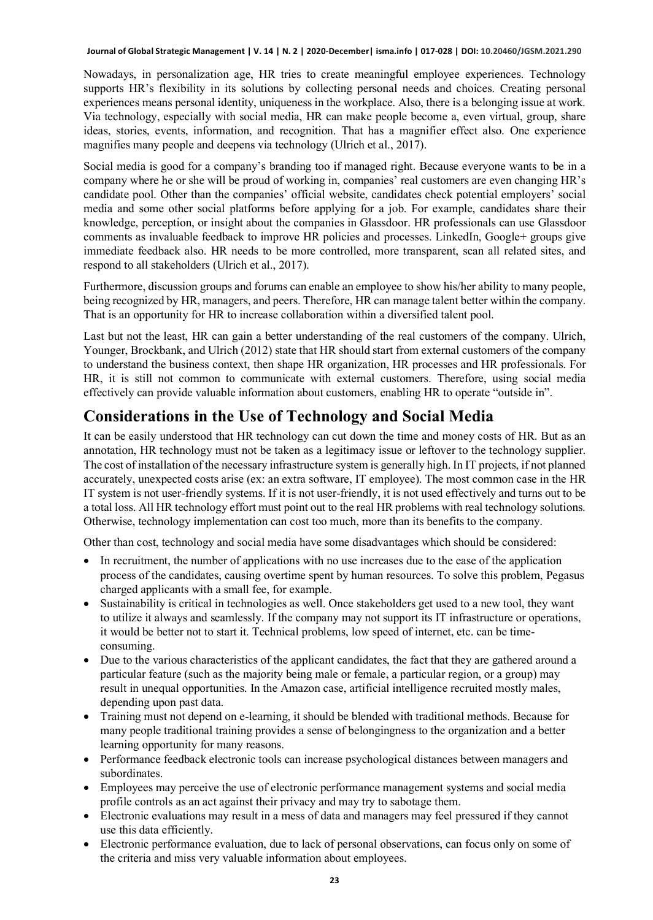Nowadays, in personalization age, HR tries to create meaningful employee experiences. Technology supports HR's flexibility in its solutions by collecting personal needs and choices. Creating personal experiences means personal identity, uniqueness in the workplace. Also, there is a belonging issue at work. Via technology, especially with social media, HR can make people become a, even virtual, group, share ideas, stories, events, information, and recognition. That has a magnifier effect also. One experience magnifies many people and deepens via technology (Ulrich et al., 2017).

Social media is good for a company's branding too if managed right. Because everyone wants to be in a company where he or she will be proud of working in, companies' real customers are even changing HR's candidate pool. Other than the companies' official website, candidates check potential employers' social media and some other social platforms before applying for a job. For example, candidates share their knowledge, perception, or insight about the companies in Glassdoor. HR professionals can use Glassdoor comments as invaluable feedback to improve HR policies and processes. LinkedIn, Google+ groups give immediate feedback also. HR needs to be more controlled, more transparent, scan all related sites, and respond to all stakeholders (Ulrich et al., 2017).

Furthermore, discussion groups and forums can enable an employee to show his/her ability to many people, being recognized by HR, managers, and peers. Therefore, HR can manage talent better within the company. That is an opportunity for HR to increase collaboration within a diversified talent pool.

Last but not the least, HR can gain a better understanding of the real customers of the company. Ulrich, Younger, Brockbank, and Ulrich (2012) state that HR should start from external customers of the company to understand the business context, then shape HR organization, HR processes and HR professionals. For HR, it is still not common to communicate with external customers. Therefore, using social media effectively can provide valuable information about customers, enabling HR to operate "outside in".

## Considerations in the Use of Technology and Social Media

It can be easily understood that HR technology can cut down the time and money costs of HR. But as an annotation, HR technology must not be taken as a legitimacy issue or leftover to the technology supplier. The cost of installation of the necessary infrastructure system is generally high. In IT projects, if not planned accurately, unexpected costs arise (ex: an extra software, IT employee). The most common case in the HR IT system is not user-friendly systems. If it is not user-friendly, it is not used effectively and turns out to be a total loss. All HR technology effort must point out to the real HR problems with real technology solutions. Otherwise, technology implementation can cost too much, more than its benefits to the company.

Other than cost, technology and social media have some disadvantages which should be considered:

- In recruitment, the number of applications with no use increases due to the ease of the application process of the candidates, causing overtime spent by human resources. To solve this problem, Pegasus charged applicants with a small fee, for example.
- Sustainability is critical in technologies as well. Once stakeholders get used to a new tool, they want to utilize it always and seamlessly. If the company may not support its IT infrastructure or operations, it would be better not to start it. Technical problems, low speed of internet, etc. can be time-consuming.
- Due to the various characteristics of the applicant candidates, the fact that they are gathered around a particular feature (such as the majority being male or female, a particular region, or a group) may result in unequal opportunities. In the Amazon case, artificial intelligence recruited mostly males, depending upon past data.
- Training must not depend on e-learning, it should be blended with traditional methods. Because for many people traditional training provides a sense of belongingness to the organization and a better learning opportunity for many reasons.
- Performance feedback electronic tools can increase psychological distances between managers and subordinates.
- Employees may perceive the use of electronic performance management systems and social media profile controls as an act against their privacy and may try to sabotage them.
- Electronic evaluations may result in a mess of data and managers may feel pressured if they cannot use this data efficiently.
- Electronic performance evaluation, due to lack of personal observations, can focus only on some of the criteria and miss very valuable information about employees.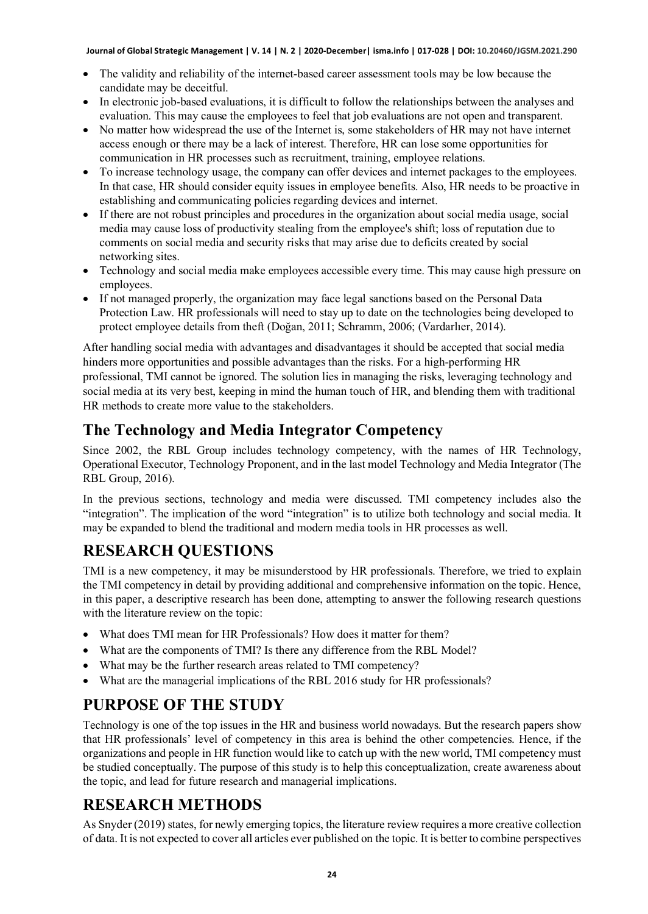- The validity and reliability of the internet-based career assessment tools may be low because the candidate may be deceitful.
- In electronic job-based evaluations, it is difficult to follow the relationships between the analyses and evaluation. This may cause the employees to feel that job evaluations are not open and transparent.
- No matter how widespread the use of the Internet is, some stakeholders of HR may not have internet access enough or there may be a lack of interest. Therefore, HR can lose some opportunities for communication in HR processes such as recruitment, training, employee relations.
- To increase technology usage, the company can offer devices and internet packages to the employees. In that case, HR should consider equity issues in employee benefits. Also, HR needs to be proactive in establishing and communicating policies regarding devices and internet.
- If there are not robust principles and procedures in the organization about social media usage, social media may cause loss of productivity stealing from the employee's shift; loss of reputation due to comments on social media and security risks that may arise due to deficits created by social networking sites.
- Technology and social media make employees accessible every time. This may cause high pressure on employees.
- If not managed properly, the organization may face legal sanctions based on the Personal Data Protection Law. HR professionals will need to stay up to date on the technologies being developed to protect employee details from theft (Doğan, 2011; Schramm, 2006; (Vardarlıer, 2014).

After handling social media with advantages and disadvantages it should be accepted that social media hinders more opportunities and possible advantages than the risks. For a high-performing HR professional, TMI cannot be ignored. The solution lies in managing the risks, leveraging technology and social media at its very best, keeping in mind the human touch of HR, and blending them with traditional HR methods to create more value to the stakeholders.

## The Technology and Media Integrator Competency

Since 2002, the RBL Group includes technology competency, with the names of HR Technology, Operational Executor, Technology Proponent, and in the last model Technology and Media Integrator (The RBL Group, 2016).

In the previous sections, technology and media were discussed. TMI competency includes also the "integration". The implication of the word "integration" is to utilize both technology and social media. It may be expanded to blend the traditional and modern media tools in HR processes as well.

# RESEARCH QUESTIONS

TMI is a new competency, it may be misunderstood by HR professionals. Therefore, we tried to explain the TMI competency in detail by providing additional and comprehensive information on the topic. Hence, in this paper, a descriptive research has been done, attempting to answer the following research questions with the literature review on the topic:

- What does TMI mean for HR Professionals? How does it matter for them?
- What are the components of TMI? Is there any difference from the RBL Model?
- What may be the further research areas related to TMI competency?
- What are the managerial implications of the RBL 2016 study for HR professionals?

# PURPOSE OF THE STUDY

Technology is one of the top issues in the HR and business world nowadays. But the research papers show that HR professionals' level of competency in this area is behind the other competencies. Hence, if the organizations and people in HR function would like to catch up with the new world, TMI competency must be studied conceptually. The purpose of this study is to help this conceptualization, create awareness about the topic, and lead for future research and managerial implications.

# RESEARCH METHODS

As Snyder (2019) states, for newly emerging topics, the literature review requires a more creative collection of data. It is not expected to cover all articles ever published on the topic. It is better to combine perspectives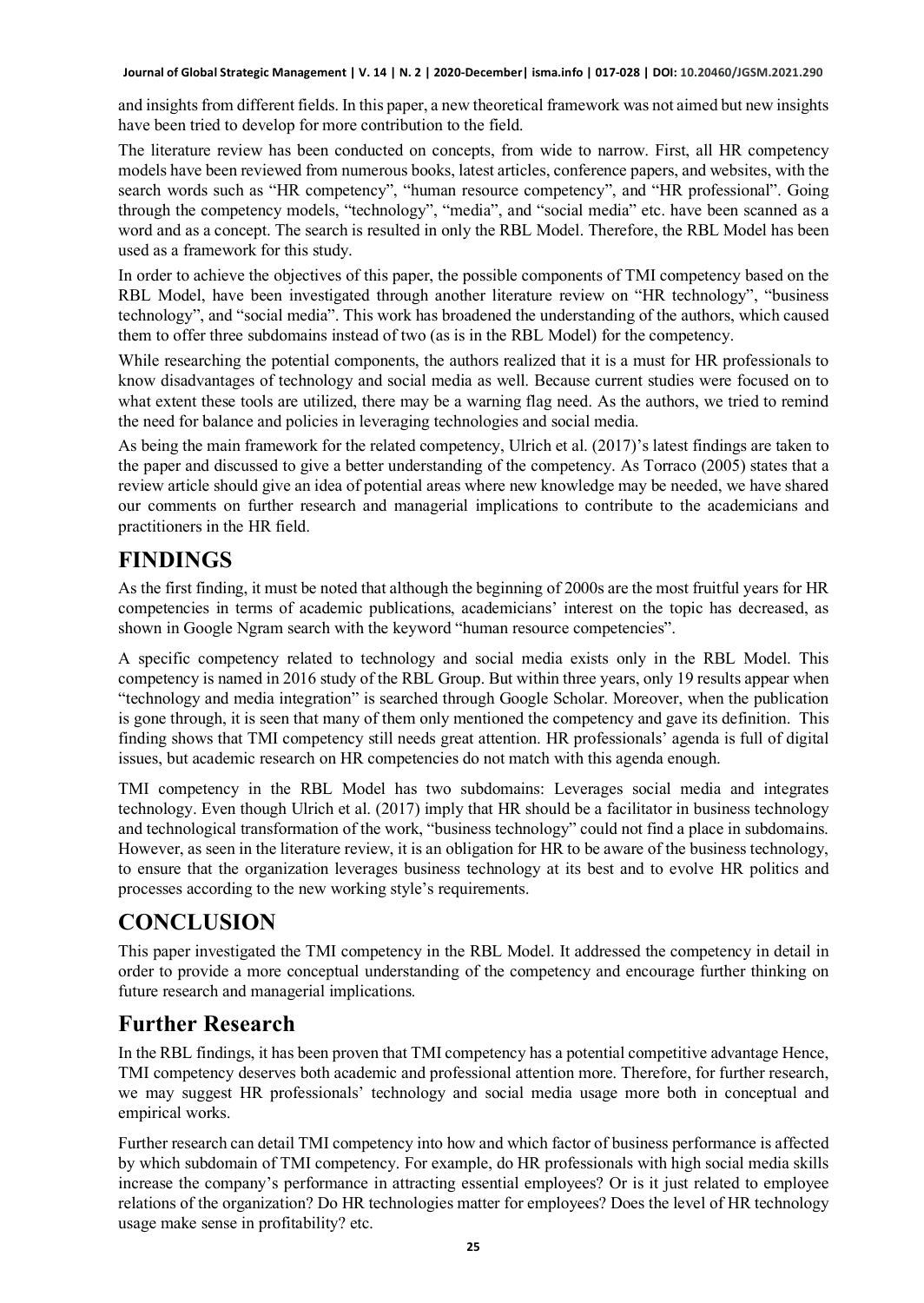and insights from different fields. In this paper, a new theoretical framework was not aimed but new insights have been tried to develop for more contribution to the field.

The literature review has been conducted on concepts, from wide to narrow. First, all HR competency models have been reviewed from numerous books, latest articles, conference papers, and websites, with the search words such as "HR competency", "human resource competency", and "HR professional". Going through the competency models, "technology", "media", and "social media" etc. have been scanned as a word and as a concept. The search is resulted in only the RBL Model. Therefore, the RBL Model has been used as a framework for this study.

In order to achieve the objectives of this paper, the possible components of TMI competency based on the RBL Model, have been investigated through another literature review on "HR technology", "business technology", and "social media". This work has broadened the understanding of the authors, which caused them to offer three subdomains instead of two (as is in the RBL Model) for the competency.

While researching the potential components, the authors realized that it is a must for HR professionals to know disadvantages of technology and social media as well. Because current studies were focused on to what extent these tools are utilized, there may be a warning flag need. As the authors, we tried to remind the need for balance and policies in leveraging technologies and social media.

As being the main framework for the related competency, Ulrich et al. (2017)'s latest findings are taken to the paper and discussed to give a better understanding of the competency. As Torraco (2005) states that a review article should give an idea of potential areas where new knowledge may be needed, we have shared our comments on further research and managerial implications to contribute to the academicians and practitioners in the HR field.

# FINDINGS

As the first finding, it must be noted that although the beginning of 2000s are the most fruitful years for HR competencies in terms of academic publications, academicians' interest on the topic has decreased, as shown in Google Ngram search with the keyword "human resource competencies".

A specific competency related to technology and social media exists only in the RBL Model. This competency is named in 2016 study of the RBL Group. But within three years, only 19 results appear when "technology and media integration" is searched through Google Scholar. Moreover, when the publication is gone through, it is seen that many of them only mentioned the competency and gave its definition. This finding shows that TMI competency still needs great attention. HR professionals' agenda is full of digital issues, but academic research on HR competencies do not match with this agenda enough.

TMI competency in the RBL Model has two subdomains: Leverages social media and integrates technology. Even though Ulrich et al. (2017) imply that HR should be a facilitator in business technology and technological transformation of the work, "business technology" could not find a place in subdomains. However, as seen in the literature review, it is an obligation for HR to be aware of the business technology, to ensure that the organization leverages business technology at its best and to evolve HR politics and processes according to the new working style's requirements.

# CONCLUSION

This paper investigated the TMI competency in the RBL Model. It addressed the competency in detail in order to provide a more conceptual understanding of the competency and encourage further thinking on future research and managerial implications.

## Further Research

In the RBL findings, it has been proven that TMI competency has a potential competitive advantage Hence, TMI competency deserves both academic and professional attention more. Therefore, for further research, we may suggest HR professionals' technology and social media usage more both in conceptual and empirical works.

Further research can detail TMI competency into how and which factor of business performance is affected by which subdomain of TMI competency. For example, do HR professionals with high social media skills increase the company's performance in attracting essential employees? Or is it just related to employee relations of the organization? Do HR technologies matter for employees? Does the level of HR technology usage make sense in profitability? etc.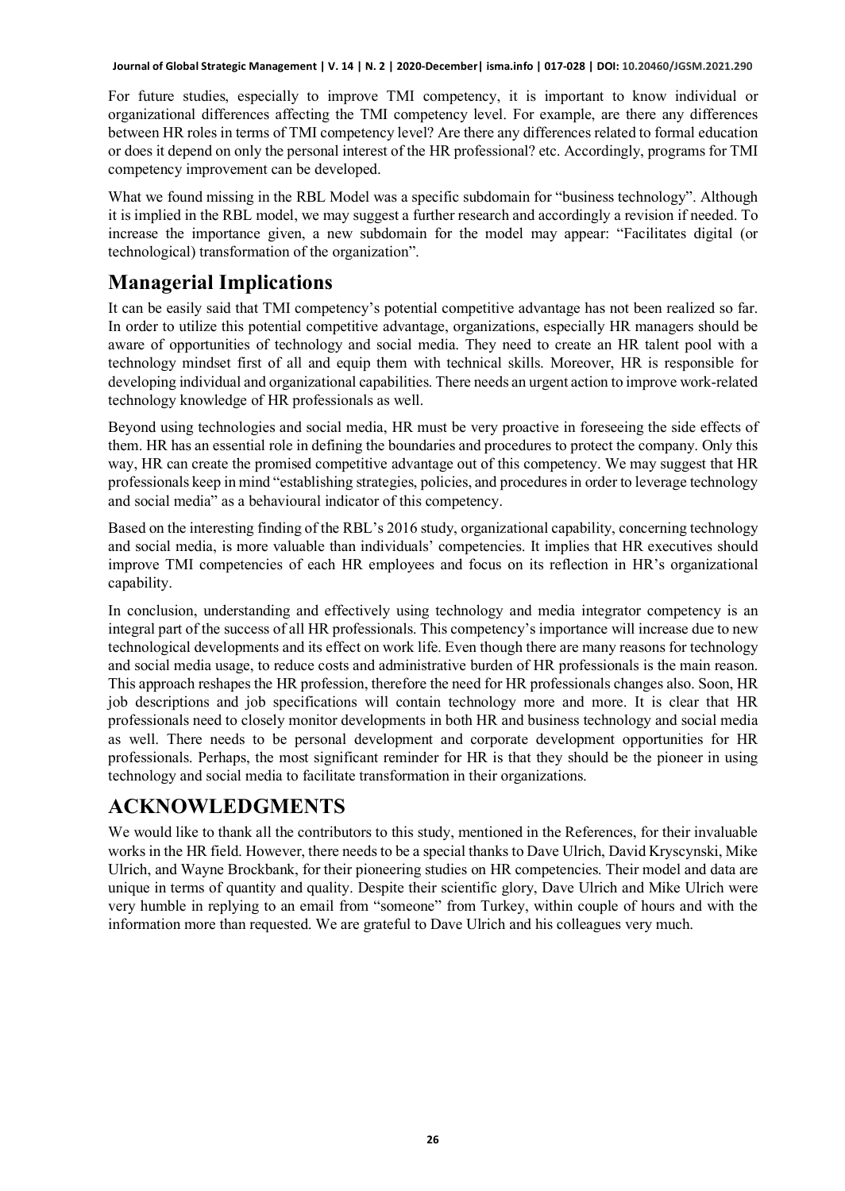For future studies, especially to improve TMI competency, it is important to know individual or organizational differences affecting the TMI competency level. For example, are there any differences between HR roles in terms of TMI competency level? Are there any differences related to formal education or does it depend on only the personal interest of the HR professional? etc. Accordingly, programs for TMI competency improvement can be developed.

What we found missing in the RBL Model was a specific subdomain for "business technology". Although it is implied in the RBL model, we may suggest a further research and accordingly a revision if needed. To increase the importance given, a new subdomain for the model may appear: "Facilitates digital (or technological) transformation of the organization".

## Managerial Implications

It can be easily said that TMI competency's potential competitive advantage has not been realized so far. In order to utilize this potential competitive advantage, organizations, especially HR managers should be aware of opportunities of technology and social media. They need to create an HR talent pool with a technology mindset first of all and equip them with technical skills. Moreover, HR is responsible for developing individual and organizational capabilities. There needs an urgent action to improve work-related technology knowledge of HR professionals as well.

Beyond using technologies and social media, HR must be very proactive in foreseeing the side effects of them. HR has an essential role in defining the boundaries and procedures to protect the company. Only this way, HR can create the promised competitive advantage out of this competency. We may suggest that HR professionals keep in mind "establishing strategies, policies, and procedures in order to leverage technology and social media" as a behavioural indicator of this competency.

Based on the interesting finding of the RBL's 2016 study, organizational capability, concerning technology and social media, is more valuable than individuals' competencies. It implies that HR executives should improve TMI competencies of each HR employees and focus on its reflection in HR's organizational capability.

In conclusion, understanding and effectively using technology and media integrator competency is an integral part of the success of all HR professionals. This competency's importance will increase due to new technological developments and its effect on work life. Even though there are many reasons for technology and social media usage, to reduce costs and administrative burden of HR professionals is the main reason. This approach reshapes the HR profession, therefore the need for HR professionals changes also. Soon, HR job descriptions and job specifications will contain technology more and more. It is clear that HR professionals need to closely monitor developments in both HR and business technology and social media as well. There needs to be personal development and corporate development opportunities for HR professionals. Perhaps, the most significant reminder for HR is that they should be the pioneer in using technology and social media to facilitate transformation in their organizations.

## ACKNOWLEDGMENTS

We would like to thank all the contributors to this study, mentioned in the References, for their invaluable works in the HR field. However, there needs to be a special thanks to Dave Ulrich, David Kryscynski, Mike Ulrich, and Wayne Brockbank, for their pioneering studies on HR competencies. Their model and data are unique in terms of quantity and quality. Despite their scientific glory, Dave Ulrich and Mike Ulrich were very humble in replying to an email from "someone" from Turkey, within couple of hours and with the information more than requested. We are grateful to Dave Ulrich and his colleagues very much.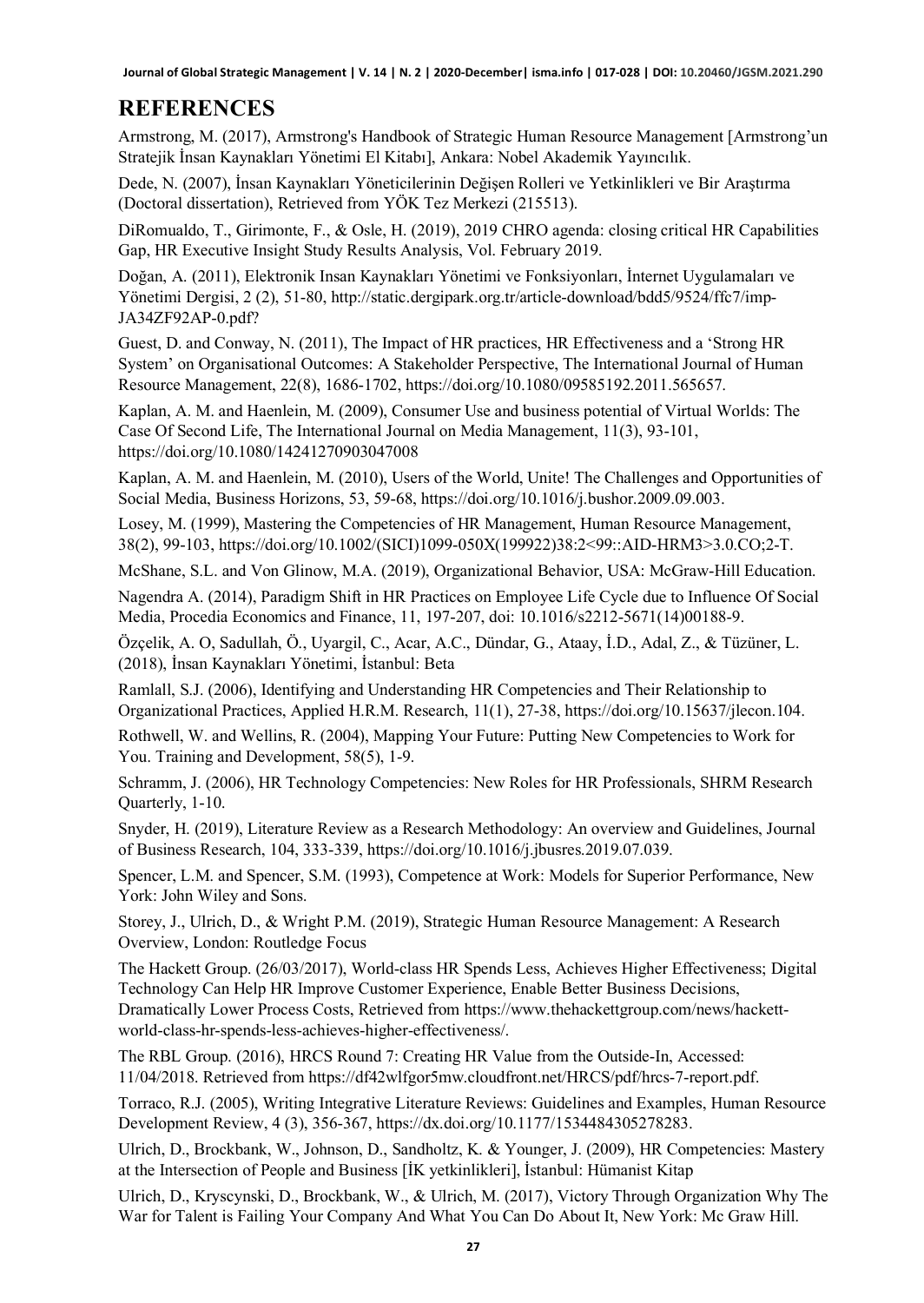## REFERENCES

Armstrong, M. (2017), Armstrong's Handbook of Strategic Human Resource Management [Armstrong'un Stratejik İnsan Kaynakları Yönetimi El Kitabı], Ankara: Nobel Akademik Yayıncılık.

Dede, N. (2007), İnsan Kaynakları Yöneticilerinin Değişen Rolleri ve Yetkinlikleri ve Bir Araştırma (Doctoral dissertation), Retrieved from YÖK Tez Merkezi (215513).

DiRomualdo, T., Girimonte, F., & Osle, H. (2019), 2019 CHRO agenda: closing critical HR Capabilities Gap, HR Executive Insight Study Results Analysis, Vol. February 2019.

Doğan, A. (2011), Elektronik Insan Kaynakları Yönetimi ve Fonksiyonları, İnternet Uygulamaları ve Yönetimi Dergisi, 2 (2), 51-80, http://static.dergipark.org.tr/article-download/bdd5/9524/ffc7/imp-JA34ZF92AP-0.pdf?

Guest, D. and Conway, N. (2011), The Impact of HR practices, HR Effectiveness and a 'Strong HR System' on Organisational Outcomes: A Stakeholder Perspective, The International Journal of Human Resource Management, 22(8), 1686-1702, https://doi.org/10.1080/09585192.2011.565657.

Kaplan, A. M. and Haenlein, M. (2009), Consumer Use and business potential of Virtual Worlds: The Case Of Second Life, The International Journal on Media Management, 11(3), 93-101, https://doi.org/10.1080/14241270903047008

Kaplan, A. M. and Haenlein, M. (2010), Users of the World, Unite! The Challenges and Opportunities of Social Media, Business Horizons, 53, 59-68, https://doi.org/10.1016/j.bushor.2009.09.003.

Losey, M. (1999), Mastering the Competencies of HR Management, Human Resource Management, 38(2), 99-103, https://doi.org/10.1002/(SICI)1099-050X(199922)38:2<99::AID-HRM3>3.0.CO;2-T.

McShane, S.L. and Von Glinow, M.A. (2019), Organizational Behavior, USA: McGraw-Hill Education.

Nagendra A. (2014), Paradigm Shift in HR Practices on Employee Life Cycle due to Influence Of Social Media, Procedia Economics and Finance, 11, 197-207, doi: 10.1016/s2212-5671(14)00188-9.

Özçelik, A. O, Sadullah, Ö., Uyargil, C., Acar, A.C., Dündar, G., Ataay, İ.D., Adal, Z., & Tüzüner, L. (2018), İnsan Kaynakları Yönetimi, İstanbul: Beta

Ramlall, S.J. (2006), Identifying and Understanding HR Competencies and Their Relationship to Organizational Practices, Applied H.R.M. Research, 11(1), 27-38, https://doi.org/10.15637/jlecon.104.

Rothwell, W. and Wellins, R. (2004), Mapping Your Future: Putting New Competencies to Work for You. Training and Development, 58(5), 1-9.

Schramm, J. (2006), HR Technology Competencies: New Roles for HR Professionals, SHRM Research Quarterly, 1-10.

Snyder, H. (2019), Literature Review as a Research Methodology: An overview and Guidelines, Journal of Business Research, 104, 333-339, https://doi.org/10.1016/j.jbusres.2019.07.039.

Spencer, L.M. and Spencer, S.M. (1993), Competence at Work: Models for Superior Performance, New York: John Wiley and Sons.

Storey, J., Ulrich, D., & Wright P.M. (2019), Strategic Human Resource Management: A Research Overview, London: Routledge Focus

The Hackett Group. (26/03/2017), World-class HR Spends Less, Achieves Higher Effectiveness; Digital Technology Can Help HR Improve Customer Experience, Enable Better Business Decisions, Dramatically Lower Process Costs, Retrieved from https://www.thehackettgroup.com/news/hackett-world-class-hr-spends-less-achieves-higher-effectiveness/.

The RBL Group. (2016), HRCS Round 7: Creating HR Value from the Outside-In, Accessed: 11/04/2018. Retrieved from https://df42wlfgor5mw.cloudfront.net/HRCS/pdf/hrcs-7-report.pdf.

Torraco, R.J. (2005), Writing Integrative Literature Reviews: Guidelines and Examples, Human Resource Development Review, 4 (3), 356-367, https://dx.doi.org/10.1177/1534484305278283.

Ulrich, D., Brockbank, W., Johnson, D., Sandholtz, K. & Younger, J. (2009), HR Competencies: Mastery at the Intersection of People and Business [İK yetkinlikleri], İstanbul: Hümanist Kitap

Ulrich, D., Kryscynski, D., Brockbank, W., & Ulrich, M. (2017), Victory Through Organization Why The War for Talent is Failing Your Company And What You Can Do About It, New York: Mc Graw Hill.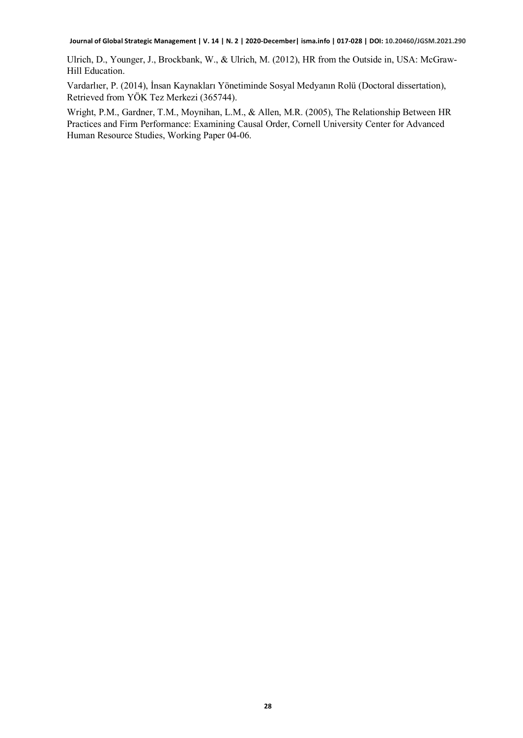Ulrich, D., Younger, J., Brockbank, W., & Ulrich, M. (2012), HR from the Outside in, USA: McGraw-Hill Education.

Vardarlıer, P. (2014), İnsan Kaynakları Yönetiminde Sosyal Medyanın Rolü (Doctoral dissertation), Retrieved from YÖK Tez Merkezi (365744).

Wright, P.M., Gardner, T.M., Moynihan, L.M., & Allen, M.R. (2005), The Relationship Between HR Practices and Firm Performance: Examining Causal Order, Cornell University Center for Advanced Human Resource Studies, Working Paper 04-06.